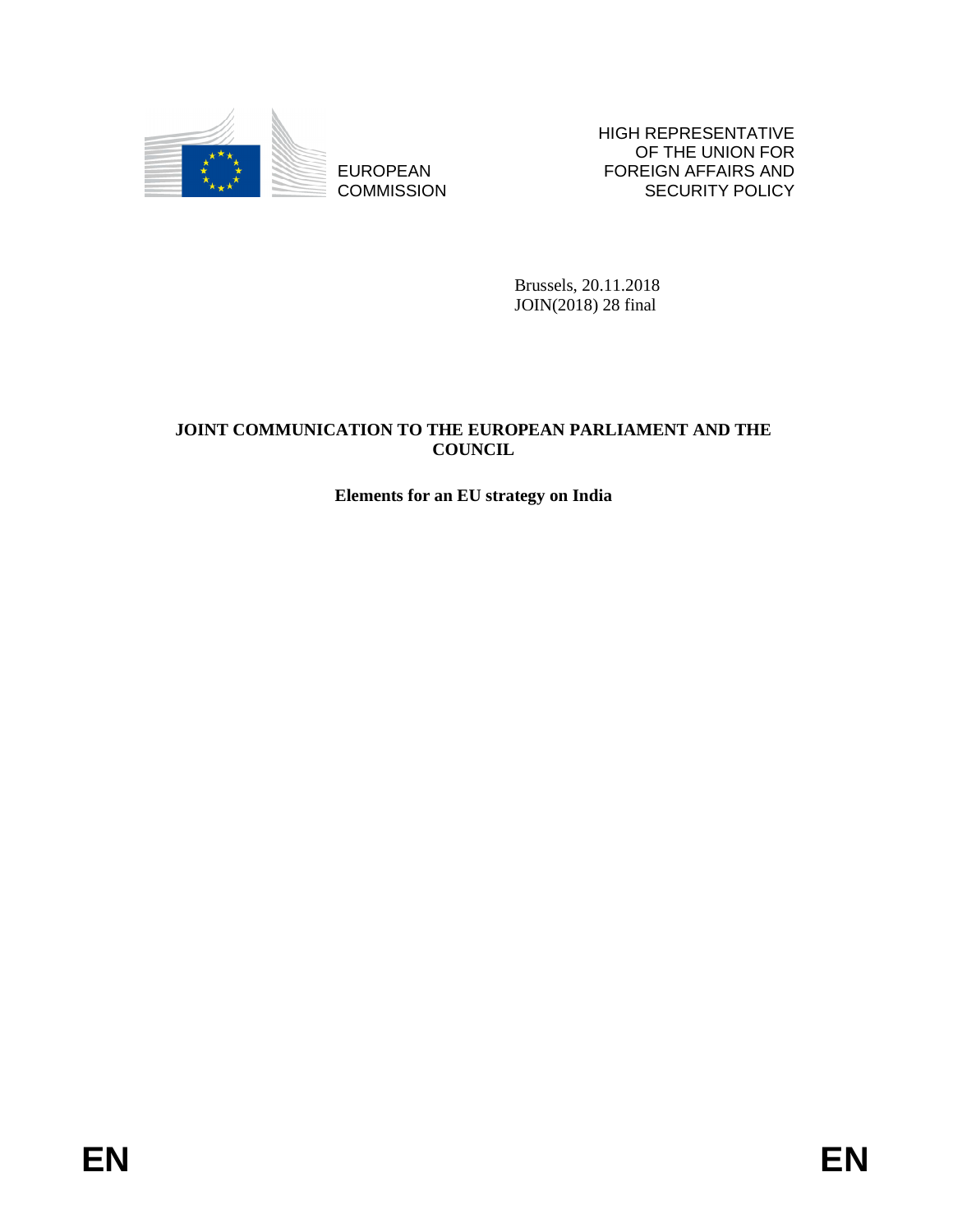EUROPEAN COMMISSION

HIGH REPRESENTATIVE OF THE UNION FOR FOREIGN AFFAIRS AND SECURITY POLICY

Brussels, 20.11.2018
JOIN(2018) 28 final

**JOINT COMMUNICATION TO THE EUROPEAN PARLIAMENT AND THE COUNCIL**

**Elements for an EU strategy on India**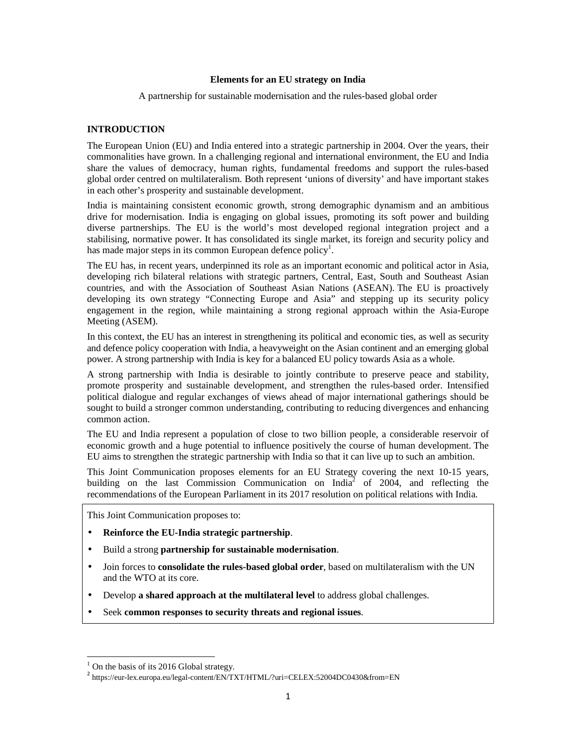**Elements for an EU strategy on India**

A partnership for sustainable modernisation and the rules-based global order

## INTRODUCTION

The European Union (EU) and India entered into a strategic partnership in 2004. Over the years, their commonalities have grown. In a challenging regional and international environment, the EU and India share the values of democracy, human rights, fundamental freedoms and support the rules-based global order centred on multilateralism. Both represent 'unions of diversity' and have important stakes in each other's prosperity and sustainable development.

India is maintaining consistent economic growth, strong demographic dynamism and an ambitious drive for modernisation. India is engaging on global issues, promoting its soft power and building diverse partnerships. The EU is the world's most developed regional integration project and a stabilising, normative power. It has consolidated its single market, its foreign and security policy and has made major steps in its common European defence policy[1].

The EU has, in recent years, underpinned its role as an important economic and political actor in Asia, developing rich bilateral relations with strategic partners, Central, East, South and Southeast Asian countries, and with the Association of Southeast Asian Nations (ASEAN). The EU is proactively developing its own strategy "Connecting Europe and Asia" and stepping up its security policy engagement in the region, while maintaining a strong regional approach within the Asia-Europe Meeting (ASEM).

In this context, the EU has an interest in strengthening its political and economic ties, as well as security and defence policy cooperation with India, a heavyweight on the Asian continent and an emerging global power. A strong partnership with India is key for a balanced EU policy towards Asia as a whole.

A strong partnership with India is desirable to jointly contribute to preserve peace and stability, promote prosperity and sustainable development, and strengthen the rules-based order. Intensified political dialogue and regular exchanges of views ahead of major international gatherings should be sought to build a stronger common understanding, contributing to reducing divergences and enhancing common action.

The EU and India represent a population of close to two billion people, a considerable reservoir of economic growth and a huge potential to influence positively the course of human development. The EU aims to strengthen the strategic partnership with India so that it can live up to such an ambition.

This Joint Communication proposes elements for an EU Strategy covering the next 10-15 years, building on the last Commission Communication on India[2] of 2004, and reflecting the recommendations of the European Parliament in its 2017 resolution on political relations with India.

This Joint Communication proposes to:

- **Reinforce the EU-India strategic partnership**.
- Build a strong **partnership for sustainable modernisation**.
- Join forces to **consolidate the rules-based global order**, based on multilateralism with the UN and the WTO at its core.
- Develop **a shared approach at the multilateral level** to address global challenges.
- Seek **common responses to security threats and regional issues**.

---

[1] On the basis of its 2016 Global strategy.

[2] https://eur-lex.europa.eu/legal-content/EN/TXT/HTML/?uri=CELEX:52004DC0430&from=EN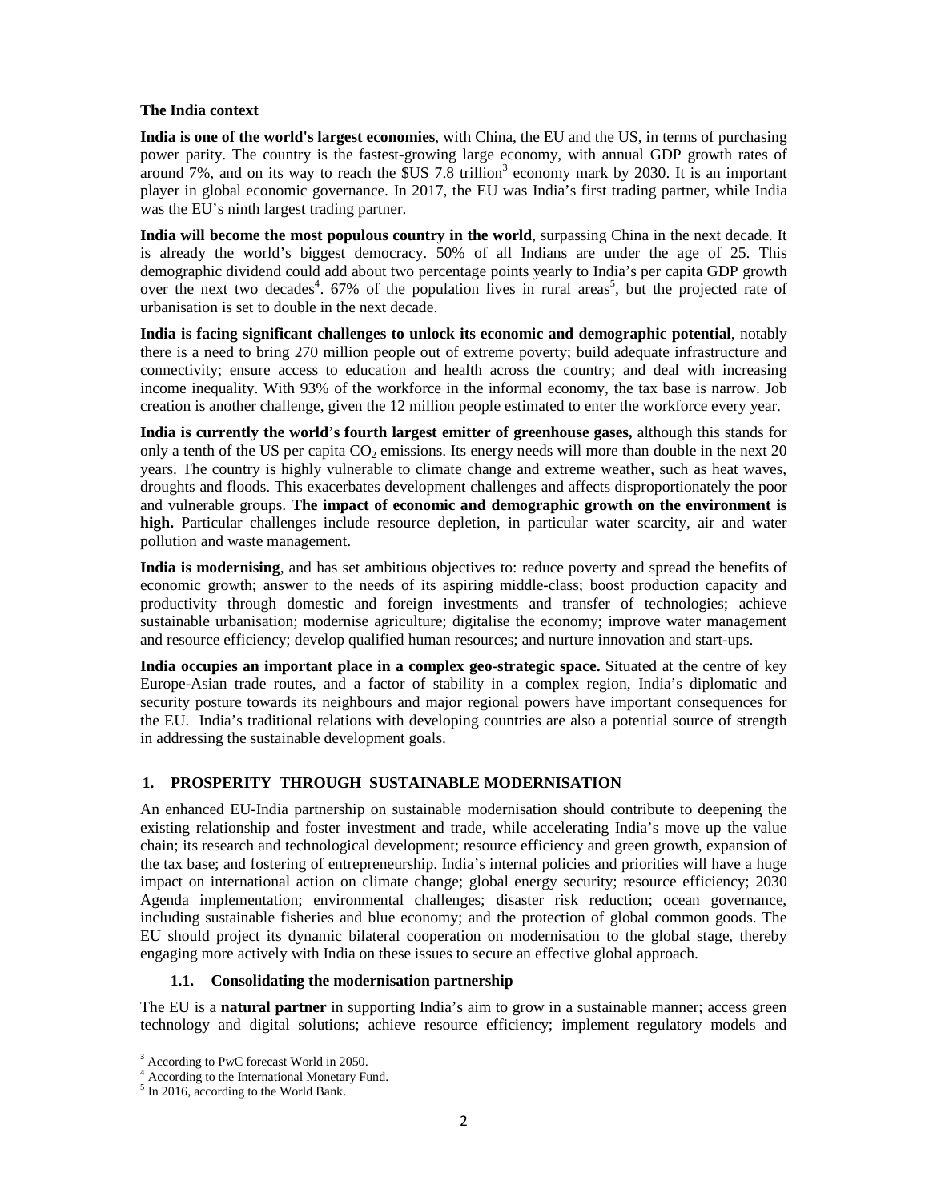**The India context**

**India is one of the world's largest economies**, with China, the EU and the US, in terms of purchasing power parity. The country is the fastest-growing large economy, with annual GDP growth rates of around 7%, and on its way to reach the $US 7.8 trillion[3] economy mark by 2030. It is an important player in global economic governance. In 2017, the EU was India's first trading partner, while India was the EU's ninth largest trading partner.

**India will become the most populous country in the world**, surpassing China in the next decade. It is already the world's biggest democracy. 50% of all Indians are under the age of 25. This demographic dividend could add about two percentage points yearly to India's per capita GDP growth over the next two decades[4]. 67% of the population lives in rural areas[5], but the projected rate of urbanisation is set to double in the next decade.

**India is facing significant challenges to unlock its economic and demographic potential**, notably there is a need to bring 270 million people out of extreme poverty; build adequate infrastructure and connectivity; ensure access to education and health across the country; and deal with increasing income inequality. With 93% of the workforce in the informal economy, the tax base is narrow. Job creation is another challenge, given the 12 million people estimated to enter the workforce every year.

**India is currently the world's fourth largest emitter of greenhouse gases,** although this stands for only a tenth of the US per capita $CO_2$ emissions. Its energy needs will more than double in the next 20 years. The country is highly vulnerable to climate change and extreme weather, such as heat waves, droughts and floods. This exacerbates development challenges and affects disproportionately the poor and vulnerable groups. **The impact of economic and demographic growth on the environment is high.** Particular challenges include resource depletion, in particular water scarcity, air and water pollution and waste management.

**India is modernising**, and has set ambitious objectives to: reduce poverty and spread the benefits of economic growth; answer to the needs of its aspiring middle-class; boost production capacity and productivity through domestic and foreign investments and transfer of technologies; achieve sustainable urbanisation; modernise agriculture; digitalise the economy; improve water management and resource efficiency; develop qualified human resources; and nurture innovation and start-ups.

**India occupies an important place in a complex geo-strategic space.** Situated at the centre of key Europe-Asian trade routes, and a factor of stability in a complex region, India's diplomatic and security posture towards its neighbours and major regional powers have important consequences for the EU. India's traditional relations with developing countries are also a potential source of strength in addressing the sustainable development goals.

## 1. PROSPERITY THROUGH SUSTAINABLE MODERNISATION

An enhanced EU-India partnership on sustainable modernisation should contribute to deepening the existing relationship and foster investment and trade, while accelerating India's move up the value chain; its research and technological development; resource efficiency and green growth, expansion of the tax base; and fostering of entrepreneurship. India's internal policies and priorities will have a huge impact on international action on climate change; global energy security; resource efficiency; 2030 Agenda implementation; environmental challenges; disaster risk reduction; ocean governance, including sustainable fisheries and blue economy; and the protection of global common goods. The EU should project its dynamic bilateral cooperation on modernisation to the global stage, thereby engaging more actively with India on these issues to secure an effective global approach.

### 1.1. Consolidating the modernisation partnership

The EU is a **natural partner** in supporting India's aim to grow in a sustainable manner; access green technology and digital solutions; achieve resource efficiency; implement regulatory models and

[3] According to PwC forecast World in 2050.
[4] According to the International Monetary Fund.
[5] In 2016, according to the World Bank.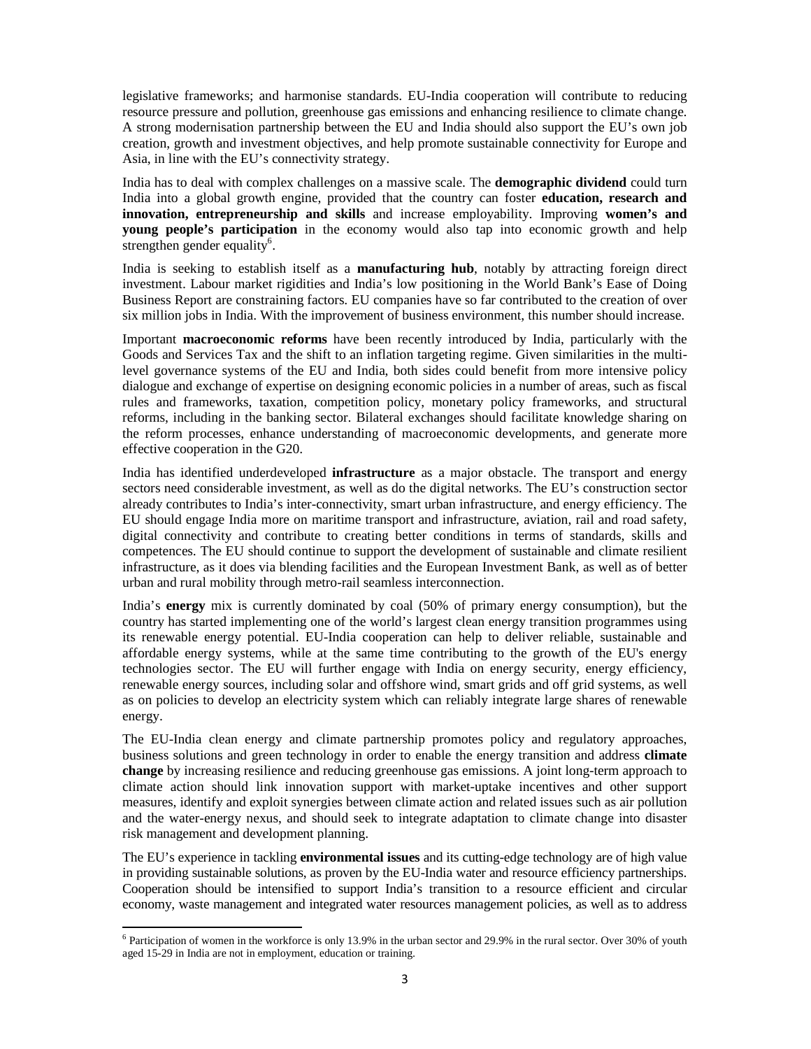legislative frameworks; and harmonise standards. EU-India cooperation will contribute to reducing resource pressure and pollution, greenhouse gas emissions and enhancing resilience to climate change. A strong modernisation partnership between the EU and India should also support the EU's own job creation, growth and investment objectives, and help promote sustainable connectivity for Europe and Asia, in line with the EU's connectivity strategy.

India has to deal with complex challenges on a massive scale. The **demographic dividend** could turn India into a global growth engine, provided that the country can foster **education, research and innovation, entrepreneurship and skills** and increase employability. Improving **women's and young people's participation** in the economy would also tap into economic growth and help strengthen gender equality[6].

India is seeking to establish itself as a **manufacturing hub**, notably by attracting foreign direct investment. Labour market rigidities and India's low positioning in the World Bank's Ease of Doing Business Report are constraining factors. EU companies have so far contributed to the creation of over six million jobs in India. With the improvement of business environment, this number should increase.

Important **macroeconomic reforms** have been recently introduced by India, particularly with the Goods and Services Tax and the shift to an inflation targeting regime. Given similarities in the multi-level governance systems of the EU and India, both sides could benefit from more intensive policy dialogue and exchange of expertise on designing economic policies in a number of areas, such as fiscal rules and frameworks, taxation, competition policy, monetary policy frameworks, and structural reforms, including in the banking sector. Bilateral exchanges should facilitate knowledge sharing on the reform processes, enhance understanding of macroeconomic developments, and generate more effective cooperation in the G20.

India has identified underdeveloped **infrastructure** as a major obstacle. The transport and energy sectors need considerable investment, as well as do the digital networks. The EU's construction sector already contributes to India's inter-connectivity, smart urban infrastructure, and energy efficiency. The EU should engage India more on maritime transport and infrastructure, aviation, rail and road safety, digital connectivity and contribute to creating better conditions in terms of standards, skills and competences. The EU should continue to support the development of sustainable and climate resilient infrastructure, as it does via blending facilities and the European Investment Bank, as well as of better urban and rural mobility through metro-rail seamless interconnection.

India's **energy** mix is currently dominated by coal (50% of primary energy consumption), but the country has started implementing one of the world's largest clean energy transition programmes using its renewable energy potential. EU-India cooperation can help to deliver reliable, sustainable and affordable energy systems, while at the same time contributing to the growth of the EU's energy technologies sector. The EU will further engage with India on energy security, energy efficiency, renewable energy sources, including solar and offshore wind, smart grids and off grid systems, as well as on policies to develop an electricity system which can reliably integrate large shares of renewable energy.

The EU-India clean energy and climate partnership promotes policy and regulatory approaches, business solutions and green technology in order to enable the energy transition and address **climate change** by increasing resilience and reducing greenhouse gas emissions. A joint long-term approach to climate action should link innovation support with market-uptake incentives and other support measures, identify and exploit synergies between climate action and related issues such as air pollution and the water-energy nexus, and should seek to integrate adaptation to climate change into disaster risk management and development planning.

The EU's experience in tackling **environmental issues** and its cutting-edge technology are of high value in providing sustainable solutions, as proven by the EU-India water and resource efficiency partnerships. Cooperation should be intensified to support India's transition to a resource efficient and circular economy, waste management and integrated water resources management policies, as well as to address

[6] Participation of women in the workforce is only 13.9% in the urban sector and 29.9% in the rural sector. Over 30% of youth aged 15-29 in India are not in employment, education or training.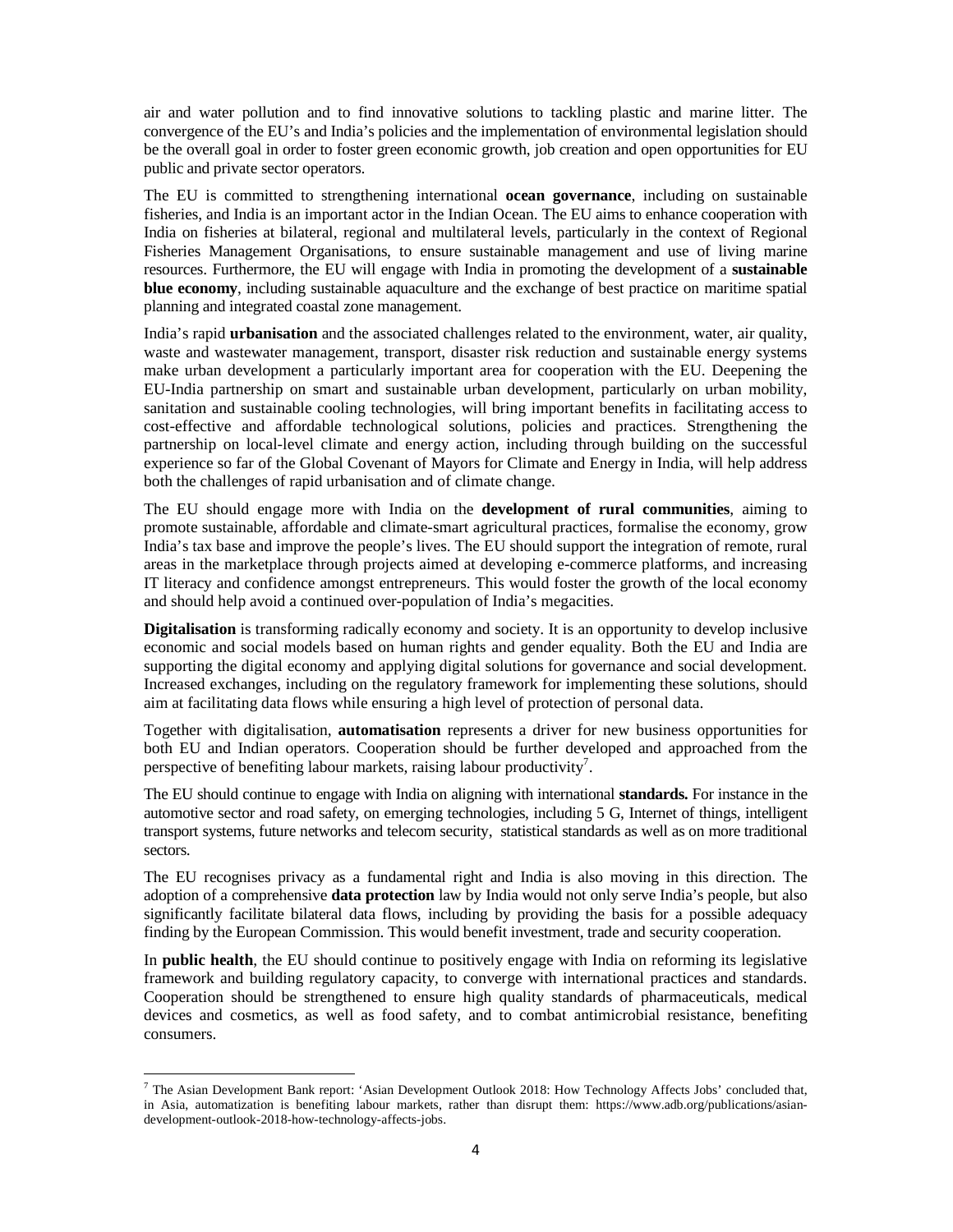air and water pollution and to find innovative solutions to tackling plastic and marine litter. The convergence of the EU's and India's policies and the implementation of environmental legislation should be the overall goal in order to foster green economic growth, job creation and open opportunities for EU public and private sector operators.

The EU is committed to strengthening international **ocean governance**, including on sustainable fisheries, and India is an important actor in the Indian Ocean. The EU aims to enhance cooperation with India on fisheries at bilateral, regional and multilateral levels, particularly in the context of Regional Fisheries Management Organisations, to ensure sustainable management and use of living marine resources. Furthermore, the EU will engage with India in promoting the development of a **sustainable blue economy**, including sustainable aquaculture and the exchange of best practice on maritime spatial planning and integrated coastal zone management.

India's rapid **urbanisation** and the associated challenges related to the environment, water, air quality, waste and wastewater management, transport, disaster risk reduction and sustainable energy systems make urban development a particularly important area for cooperation with the EU. Deepening the EU-India partnership on smart and sustainable urban development, particularly on urban mobility, sanitation and sustainable cooling technologies, will bring important benefits in facilitating access to cost-effective and affordable technological solutions, policies and practices. Strengthening the partnership on local-level climate and energy action, including through building on the successful experience so far of the Global Covenant of Mayors for Climate and Energy in India, will help address both the challenges of rapid urbanisation and of climate change.

The EU should engage more with India on the **development of rural communities**, aiming to promote sustainable, affordable and climate-smart agricultural practices, formalise the economy, grow India's tax base and improve the people's lives. The EU should support the integration of remote, rural areas in the marketplace through projects aimed at developing e-commerce platforms, and increasing IT literacy and confidence amongst entrepreneurs. This would foster the growth of the local economy and should help avoid a continued over-population of India's megacities.

**Digitalisation** is transforming radically economy and society. It is an opportunity to develop inclusive economic and social models based on human rights and gender equality. Both the EU and India are supporting the digital economy and applying digital solutions for governance and social development. Increased exchanges, including on the regulatory framework for implementing these solutions, should aim at facilitating data flows while ensuring a high level of protection of personal data.

Together with digitalisation, **automatisation** represents a driver for new business opportunities for both EU and Indian operators. Cooperation should be further developed and approached from the perspective of benefiting labour markets, raising labour productivity[7].

The EU should continue to engage with India on aligning with international **standards.** For instance in the automotive sector and road safety, on emerging technologies, including 5 G, Internet of things, intelligent transport systems, future networks and telecom security, statistical standards as well as on more traditional sectors.

The EU recognises privacy as a fundamental right and India is also moving in this direction. The adoption of a comprehensive **data protection** law by India would not only serve India's people, but also significantly facilitate bilateral data flows, including by providing the basis for a possible adequacy finding by the European Commission. This would benefit investment, trade and security cooperation.

In **public health**, the EU should continue to positively engage with India on reforming its legislative framework and building regulatory capacity, to converge with international practices and standards. Cooperation should be strengthened to ensure high quality standards of pharmaceuticals, medical devices and cosmetics, as well as food safety, and to combat antimicrobial resistance, benefiting consumers.

[7] The Asian Development Bank report: 'Asian Development Outlook 2018: How Technology Affects Jobs' concluded that, in Asia, automatization is benefiting labour markets, rather than disrupt them: https://www.adb.org/publications/asian-development-outlook-2018-how-technology-affects-jobs.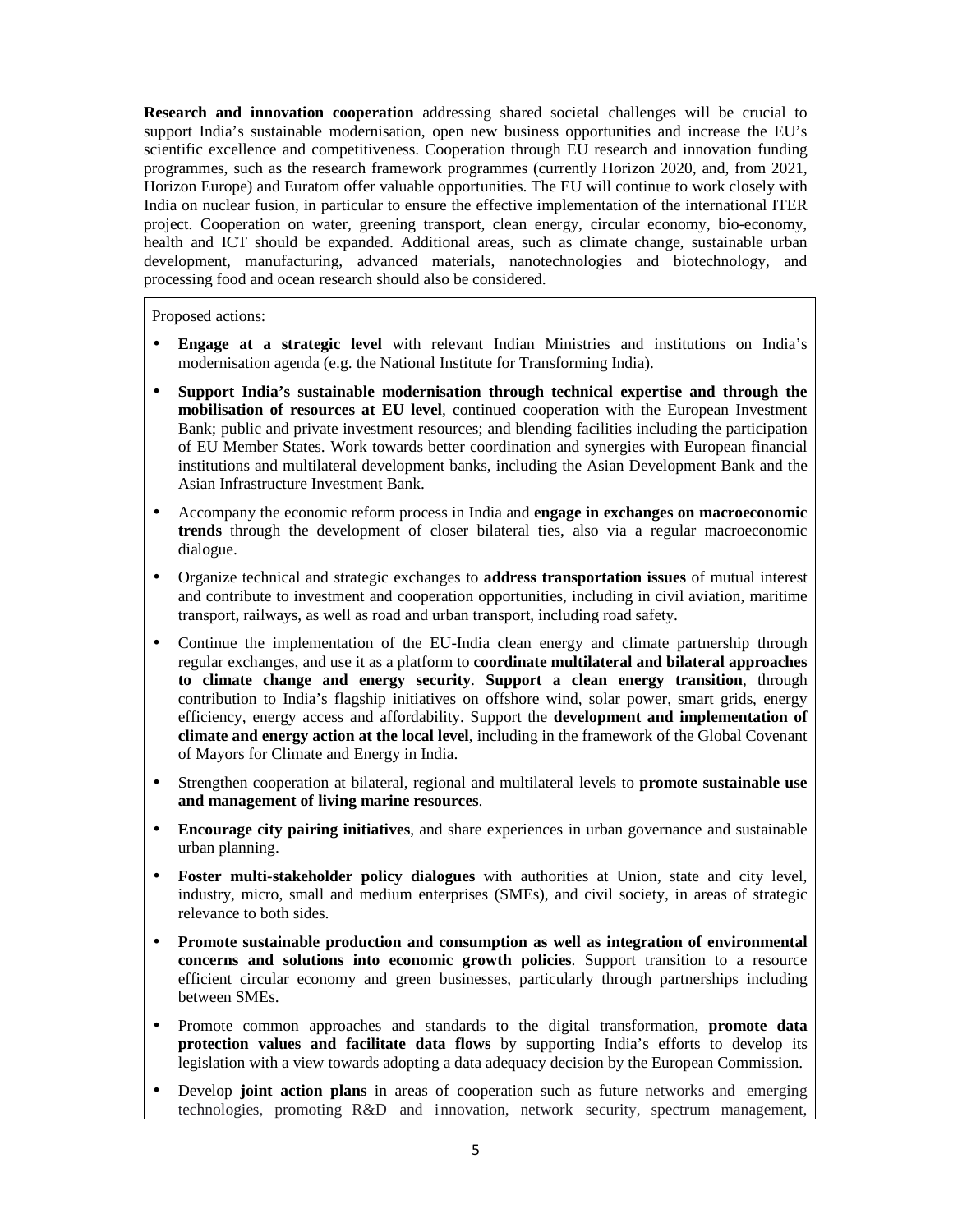**Research and innovation cooperation** addressing shared societal challenges will be crucial to support India's sustainable modernisation, open new business opportunities and increase the EU's scientific excellence and competitiveness. Cooperation through EU research and innovation funding programmes, such as the research framework programmes (currently Horizon 2020, and, from 2021, Horizon Europe) and Euratom offer valuable opportunities. The EU will continue to work closely with India on nuclear fusion, in particular to ensure the effective implementation of the international ITER project. Cooperation on water, greening transport, clean energy, circular economy, bio-economy, health and ICT should be expanded. Additional areas, such as climate change, sustainable urban development, manufacturing, advanced materials, nanotechnologies and biotechnology, and processing food and ocean research should also be considered.

Proposed actions:

- **Engage at a strategic level** with relevant Indian Ministries and institutions on India's modernisation agenda (e.g. the National Institute for Transforming India).
- **Support India's sustainable modernisation through technical expertise and through the mobilisation of resources at EU level**, continued cooperation with the European Investment Bank; public and private investment resources; and blending facilities including the participation of EU Member States. Work towards better coordination and synergies with European financial institutions and multilateral development banks, including the Asian Development Bank and the Asian Infrastructure Investment Bank.
- Accompany the economic reform process in India and **engage in exchanges on macroeconomic trends** through the development of closer bilateral ties, also via a regular macroeconomic dialogue.
- Organize technical and strategic exchanges to **address transportation issues** of mutual interest and contribute to investment and cooperation opportunities, including in civil aviation, maritime transport, railways, as well as road and urban transport, including road safety.
- Continue the implementation of the EU-India clean energy and climate partnership through regular exchanges, and use it as a platform to **coordinate multilateral and bilateral approaches to climate change and energy security**. **Support a clean energy transition**, through contribution to India's flagship initiatives on offshore wind, solar power, smart grids, energy efficiency, energy access and affordability. Support the **development and implementation of climate and energy action at the local level**, including in the framework of the Global Covenant of Mayors for Climate and Energy in India.
- Strengthen cooperation at bilateral, regional and multilateral levels to **promote sustainable use and management of living marine resources**.
- **Encourage city pairing initiatives**, and share experiences in urban governance and sustainable urban planning.
- **Foster multi-stakeholder policy dialogues** with authorities at Union, state and city level, industry, micro, small and medium enterprises (SMEs), and civil society, in areas of strategic relevance to both sides.
- **Promote sustainable production and consumption as well as integration of environmental concerns and solutions into economic growth policies**. Support transition to a resource efficient circular economy and green businesses, particularly through partnerships including between SMEs.
- Promote common approaches and standards to the digital transformation, **promote data protection values and facilitate data flows** by supporting India's efforts to develop its legislation with a view towards adopting a data adequacy decision by the European Commission.
- Develop **joint action plans** in areas of cooperation such as future networks and emerging technologies, promoting R&D and innovation, network security, spectrum management,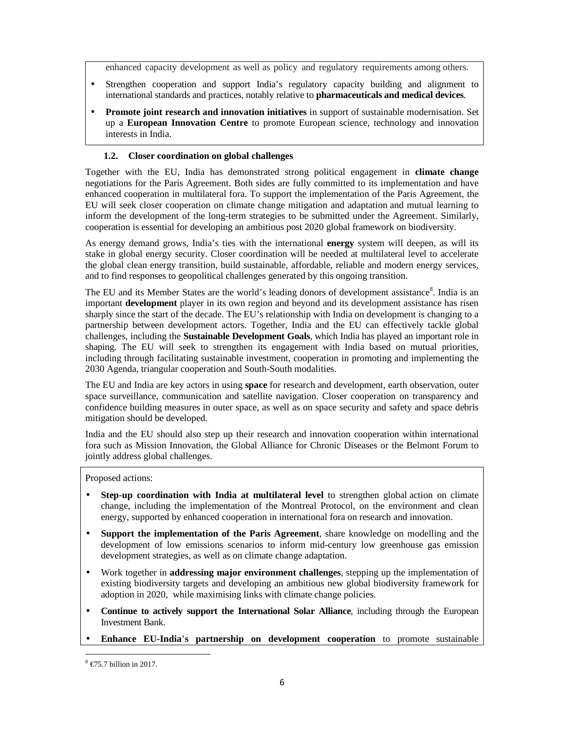enhanced capacity development as well as policy and regulatory requirements among others.

- Strengthen cooperation and support India's regulatory capacity building and alignment to international standards and practices, notably relative to **pharmaceuticals and medical devices**.
- **Promote joint research and innovation initiatives** in support of sustainable modernisation. Set up a **European Innovation Centre** to promote European science, technology and innovation interests in India.

### 1.2. Closer coordination on global challenges

Together with the EU, India has demonstrated strong political engagement in **climate change** negotiations for the Paris Agreement. Both sides are fully committed to its implementation and have enhanced cooperation in multilateral fora. To support the implementation of the Paris Agreement, the EU will seek closer cooperation on climate change mitigation and adaptation and mutual learning to inform the development of the long-term strategies to be submitted under the Agreement. Similarly, cooperation is essential for developing an ambitious post 2020 global framework on biodiversity.

As energy demand grows, India's ties with the international **energy** system will deepen, as will its stake in global energy security. Closer coordination will be needed at multilateral level to accelerate the global clean energy transition, build sustainable, affordable, reliable and modern energy services, and to find responses to geopolitical challenges generated by this ongoing transition.

The EU and its Member States are the world's leading donors of development assistance[8]. India is an important **development** player in its own region and beyond and its development assistance has risen sharply since the start of the decade. The EU's relationship with India on development is changing to a partnership between development actors. Together, India and the EU can effectively tackle global challenges, including the **Sustainable Development Goals**, which India has played an important role in shaping. The EU will seek to strengthen its engagement with India based on mutual priorities, including through facilitating sustainable investment, cooperation in promoting and implementing the 2030 Agenda, triangular cooperation and South-South modalities.

The EU and India are key actors in using **space** for research and development, earth observation, outer space surveillance, communication and satellite navigation. Closer cooperation on transparency and confidence building measures in outer space, as well as on space security and safety and space debris mitigation should be developed.

India and the EU should also step up their research and innovation cooperation within international fora such as Mission Innovation, the Global Alliance for Chronic Diseases or the Belmont Forum to jointly address global challenges.

Proposed actions:

- **Step-up coordination with India at multilateral level** to strengthen global action on climate change, including the implementation of the Montreal Protocol, on the environment and clean energy, supported by enhanced cooperation in international fora on research and innovation.
- **Support the implementation of the Paris Agreement**, share knowledge on modelling and the development of low emissions scenarios to inform mid-century low greenhouse gas emission development strategies, as well as on climate change adaptation.
- Work together in **addressing major environment challenges**, stepping up the implementation of existing biodiversity targets and developing an ambitious new global biodiversity framework for adoption in 2020, while maximising links with climate change policies.
- **Continue to actively support the International Solar Alliance**, including through the European Investment Bank.
- **Enhance EU-India's partnership on development cooperation** to promote sustainable

[8] €75.7 billion in 2017.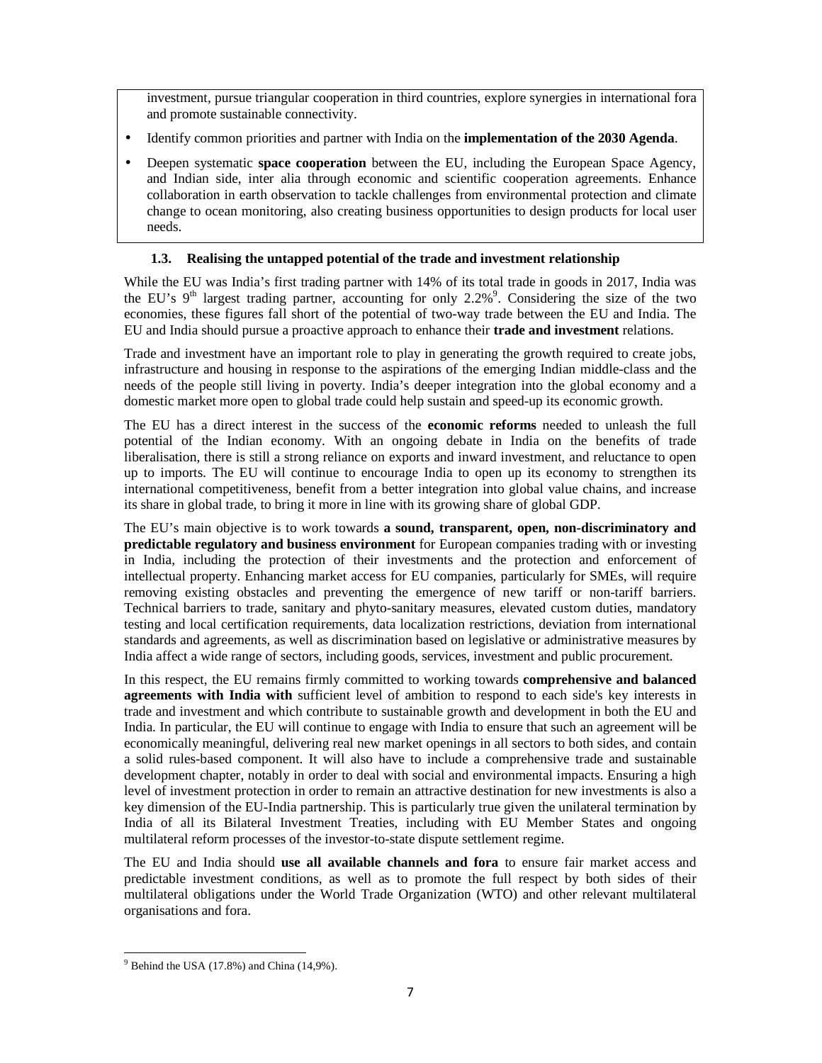investment, pursue triangular cooperation in third countries, explore synergies in international fora and promote sustainable connectivity.

- Identify common priorities and partner with India on the **implementation of the 2030 Agenda**.
- Deepen systematic **space cooperation** between the EU, including the European Space Agency, and Indian side, inter alia through economic and scientific cooperation agreements. Enhance collaboration in earth observation to tackle challenges from environmental protection and climate change to ocean monitoring, also creating business opportunities to design products for local user needs.

### 1.3. Realising the untapped potential of the trade and investment relationship

While the EU was India's first trading partner with 14% of its total trade in goods in 2017, India was the EU's 9th largest trading partner, accounting for only 2.2%[9]. Considering the size of the two economies, these figures fall short of the potential of two-way trade between the EU and India. The EU and India should pursue a proactive approach to enhance their **trade and investment** relations.

Trade and investment have an important role to play in generating the growth required to create jobs, infrastructure and housing in response to the aspirations of the emerging Indian middle-class and the needs of the people still living in poverty. India's deeper integration into the global economy and a domestic market more open to global trade could help sustain and speed-up its economic growth.

The EU has a direct interest in the success of the **economic reforms** needed to unleash the full potential of the Indian economy. With an ongoing debate in India on the benefits of trade liberalisation, there is still a strong reliance on exports and inward investment, and reluctance to open up to imports. The EU will continue to encourage India to open up its economy to strengthen its international competitiveness, benefit from a better integration into global value chains, and increase its share in global trade, to bring it more in line with its growing share of global GDP.

The EU's main objective is to work towards **a sound, transparent, open, non-discriminatory and predictable regulatory and business environment** for European companies trading with or investing in India, including the protection of their investments and the protection and enforcement of intellectual property. Enhancing market access for EU companies, particularly for SMEs, will require removing existing obstacles and preventing the emergence of new tariff or non-tariff barriers. Technical barriers to trade, sanitary and phyto-sanitary measures, elevated custom duties, mandatory testing and local certification requirements, data localization restrictions, deviation from international standards and agreements, as well as discrimination based on legislative or administrative measures by India affect a wide range of sectors, including goods, services, investment and public procurement.

In this respect, the EU remains firmly committed to working towards **comprehensive and balanced agreements with India with** sufficient level of ambition to respond to each side's key interests in trade and investment and which contribute to sustainable growth and development in both the EU and India. In particular, the EU will continue to engage with India to ensure that such an agreement will be economically meaningful, delivering real new market openings in all sectors to both sides, and contain a solid rules-based component. It will also have to include a comprehensive trade and sustainable development chapter, notably in order to deal with social and environmental impacts. Ensuring a high level of investment protection in order to remain an attractive destination for new investments is also a key dimension of the EU-India partnership. This is particularly true given the unilateral termination by India of all its Bilateral Investment Treaties, including with EU Member States and ongoing multilateral reform processes of the investor-to-state dispute settlement regime.

The EU and India should **use all available channels and fora** to ensure fair market access and predictable investment conditions, as well as to promote the full respect by both sides of their multilateral obligations under the World Trade Organization (WTO) and other relevant multilateral organisations and fora.

[9] Behind the USA (17.8%) and China (14,9%).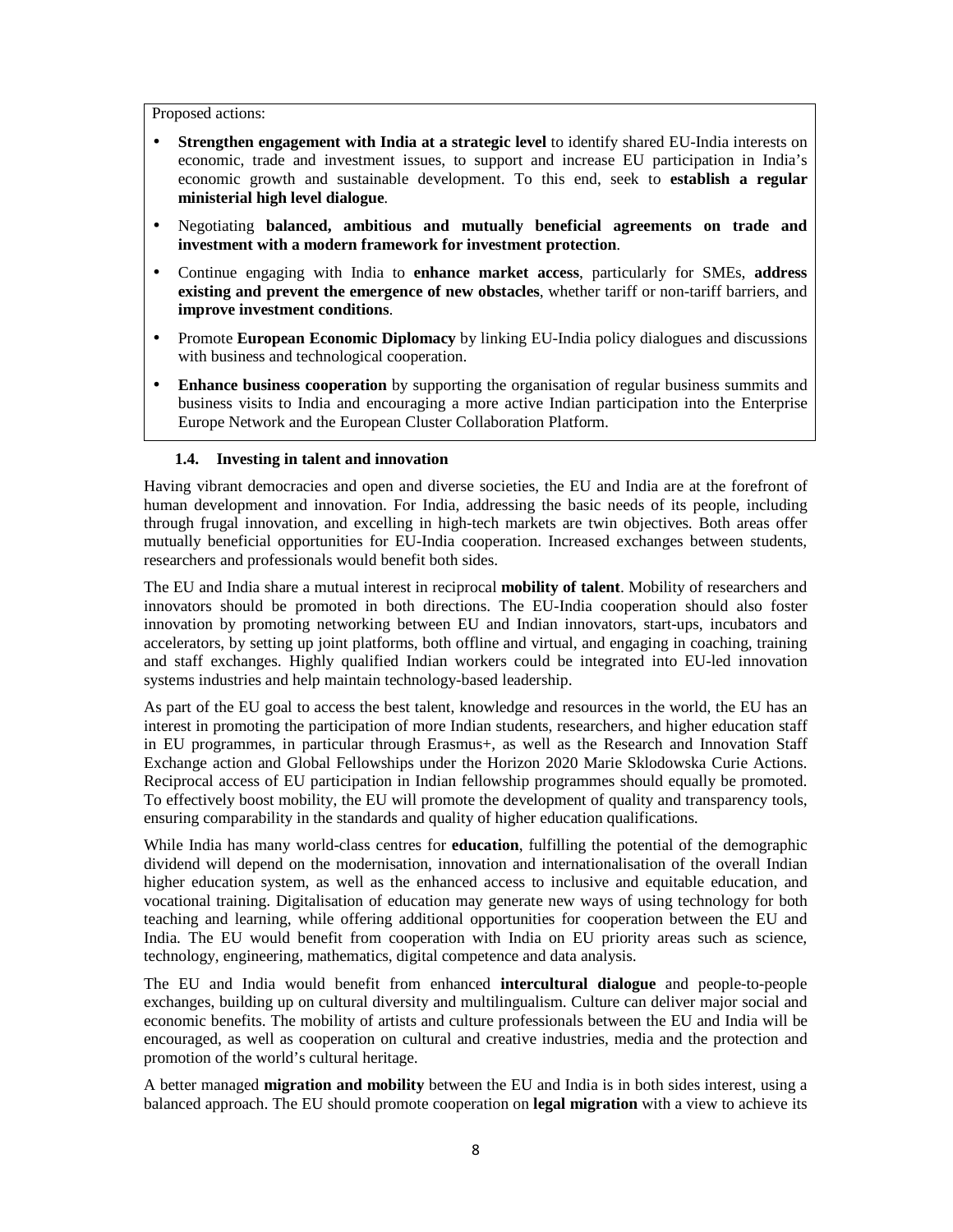Proposed actions:

- **Strengthen engagement with India at a strategic level** to identify shared EU-India interests on economic, trade and investment issues, to support and increase EU participation in India's economic growth and sustainable development. To this end, seek to **establish a regular ministerial high level dialogue**.
- Negotiating **balanced, ambitious and mutually beneficial agreements on trade and investment with a modern framework for investment protection**.
- Continue engaging with India to **enhance market access**, particularly for SMEs, **address existing and prevent the emergence of new obstacles**, whether tariff or non-tariff barriers, and **improve investment conditions**.
- Promote **European Economic Diplomacy** by linking EU-India policy dialogues and discussions with business and technological cooperation.
- **Enhance business cooperation** by supporting the organisation of regular business summits and business visits to India and encouraging a more active Indian participation into the Enterprise Europe Network and the European Cluster Collaboration Platform.

### 1.4. Investing in talent and innovation

Having vibrant democracies and open and diverse societies, the EU and India are at the forefront of human development and innovation. For India, addressing the basic needs of its people, including through frugal innovation, and excelling in high-tech markets are twin objectives. Both areas offer mutually beneficial opportunities for EU-India cooperation. Increased exchanges between students, researchers and professionals would benefit both sides.

The EU and India share a mutual interest in reciprocal **mobility of talent**. Mobility of researchers and innovators should be promoted in both directions. The EU-India cooperation should also foster innovation by promoting networking between EU and Indian innovators, start-ups, incubators and accelerators, by setting up joint platforms, both offline and virtual, and engaging in coaching, training and staff exchanges. Highly qualified Indian workers could be integrated into EU-led innovation systems industries and help maintain technology-based leadership.

As part of the EU goal to access the best talent, knowledge and resources in the world, the EU has an interest in promoting the participation of more Indian students, researchers, and higher education staff in EU programmes, in particular through Erasmus+, as well as the Research and Innovation Staff Exchange action and Global Fellowships under the Horizon 2020 Marie Sklodowska Curie Actions. Reciprocal access of EU participation in Indian fellowship programmes should equally be promoted. To effectively boost mobility, the EU will promote the development of quality and transparency tools, ensuring comparability in the standards and quality of higher education qualifications.

While India has many world-class centres for **education**, fulfilling the potential of the demographic dividend will depend on the modernisation, innovation and internationalisation of the overall Indian higher education system, as well as the enhanced access to inclusive and equitable education, and vocational training. Digitalisation of education may generate new ways of using technology for both teaching and learning, while offering additional opportunities for cooperation between the EU and India. The EU would benefit from cooperation with India on EU priority areas such as science, technology, engineering, mathematics, digital competence and data analysis.

The EU and India would benefit from enhanced **intercultural dialogue** and people-to-people exchanges, building up on cultural diversity and multilingualism. Culture can deliver major social and economic benefits. The mobility of artists and culture professionals between the EU and India will be encouraged, as well as cooperation on cultural and creative industries, media and the protection and promotion of the world's cultural heritage.

A better managed **migration and mobility** between the EU and India is in both sides interest, using a balanced approach. The EU should promote cooperation on **legal migration** with a view to achieve its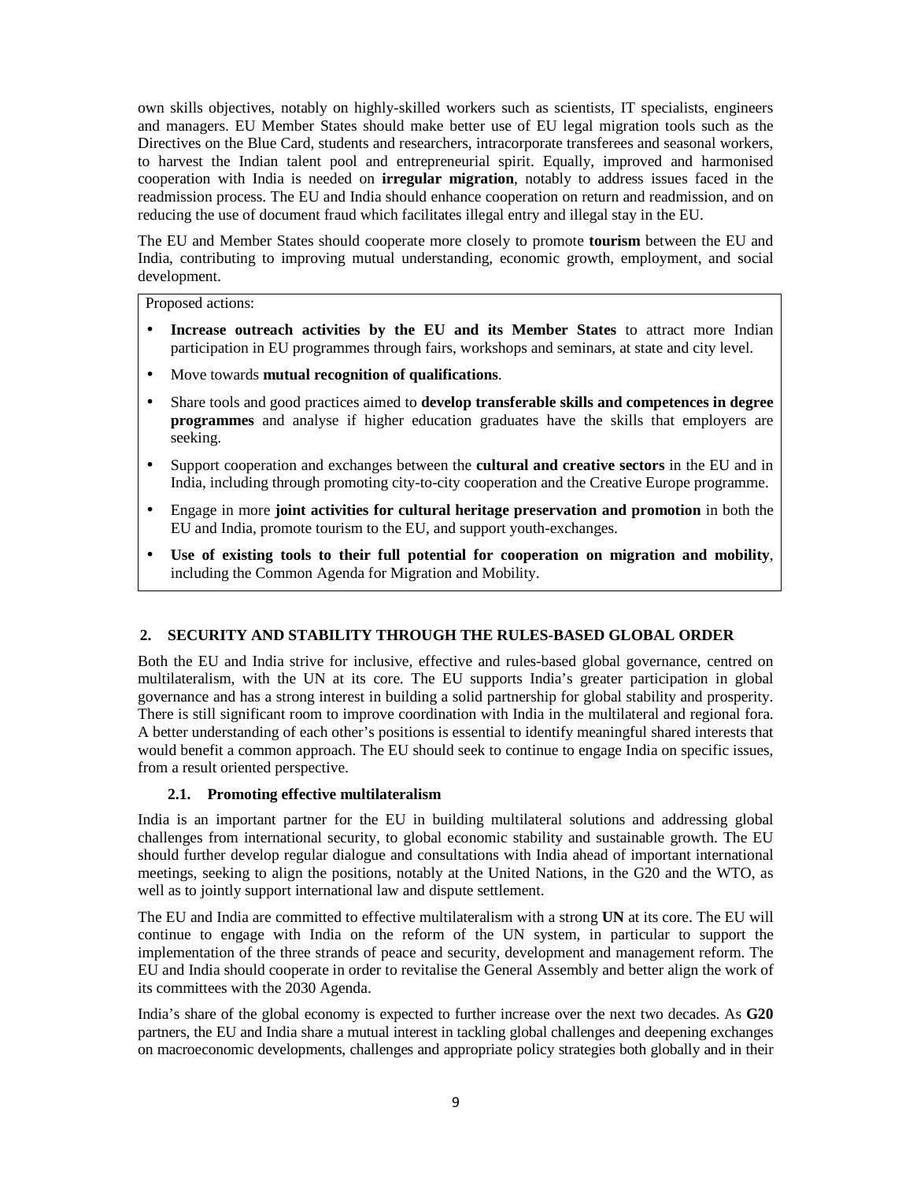own skills objectives, notably on highly-skilled workers such as scientists, IT specialists, engineers and managers. EU Member States should make better use of EU legal migration tools such as the Directives on the Blue Card, students and researchers, intracorporate transferees and seasonal workers, to harvest the Indian talent pool and entrepreneurial spirit. Equally, improved and harmonised cooperation with India is needed on **irregular migration**, notably to address issues faced in the readmission process. The EU and India should enhance cooperation on return and readmission, and on reducing the use of document fraud which facilitates illegal entry and illegal stay in the EU.

The EU and Member States should cooperate more closely to promote **tourism** between the EU and India, contributing to improving mutual understanding, economic growth, employment, and social development.

Proposed actions:

- **Increase outreach activities by the EU and its Member States** to attract more Indian participation in EU programmes through fairs, workshops and seminars, at state and city level.
- Move towards **mutual recognition of qualifications**.
- Share tools and good practices aimed to **develop transferable skills and competences in degree programmes** and analyse if higher education graduates have the skills that employers are seeking.
- Support cooperation and exchanges between the **cultural and creative sectors** in the EU and in India, including through promoting city-to-city cooperation and the Creative Europe programme.
- Engage in more **joint activities for cultural heritage preservation and promotion** in both the EU and India, promote tourism to the EU, and support youth-exchanges.
- **Use of existing tools to their full potential for cooperation on migration and mobility**, including the Common Agenda for Migration and Mobility.

## 2. SECURITY AND STABILITY THROUGH THE RULES-BASED GLOBAL ORDER

Both the EU and India strive for inclusive, effective and rules-based global governance, centred on multilateralism, with the UN at its core. The EU supports India's greater participation in global governance and has a strong interest in building a solid partnership for global stability and prosperity. There is still significant room to improve coordination with India in the multilateral and regional fora. A better understanding of each other's positions is essential to identify meaningful shared interests that would benefit a common approach. The EU should seek to continue to engage India on specific issues, from a result oriented perspective.

### 2.1. Promoting effective multilateralism

India is an important partner for the EU in building multilateral solutions and addressing global challenges from international security, to global economic stability and sustainable growth. The EU should further develop regular dialogue and consultations with India ahead of important international meetings, seeking to align the positions, notably at the United Nations, in the G20 and the WTO, as well as to jointly support international law and dispute settlement.

The EU and India are committed to effective multilateralism with a strong **UN** at its core. The EU will continue to engage with India on the reform of the UN system, in particular to support the implementation of the three strands of peace and security, development and management reform. The EU and India should cooperate in order to revitalise the General Assembly and better align the work of its committees with the 2030 Agenda.

India's share of the global economy is expected to further increase over the next two decades. As **G20** partners, the EU and India share a mutual interest in tackling global challenges and deepening exchanges on macroeconomic developments, challenges and appropriate policy strategies both globally and in their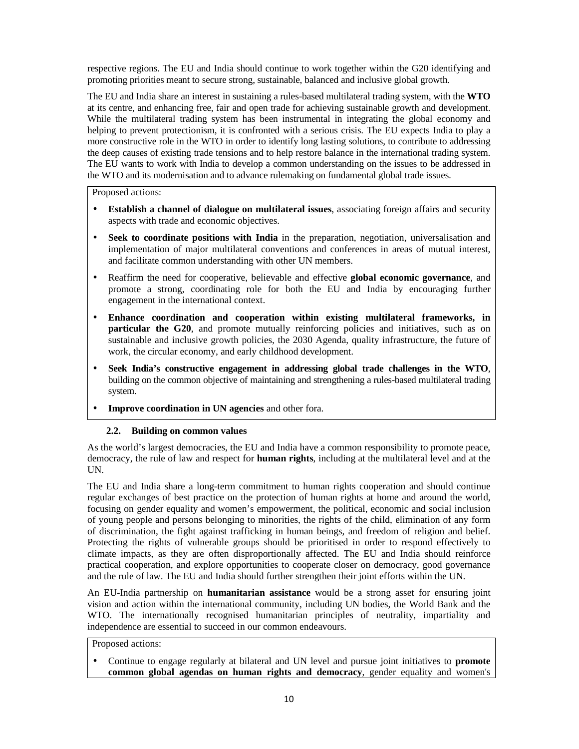respective regions. The EU and India should continue to work together within the G20 identifying and promoting priorities meant to secure strong, sustainable, balanced and inclusive global growth.

The EU and India share an interest in sustaining a rules-based multilateral trading system, with the **WTO** at its centre, and enhancing free, fair and open trade for achieving sustainable growth and development. While the multilateral trading system has been instrumental in integrating the global economy and helping to prevent protectionism, it is confronted with a serious crisis. The EU expects India to play a more constructive role in the WTO in order to identify long lasting solutions, to contribute to addressing the deep causes of existing trade tensions and to help restore balance in the international trading system. The EU wants to work with India to develop a common understanding on the issues to be addressed in the WTO and its modernisation and to advance rulemaking on fundamental global trade issues.

Proposed actions:

- **Establish a channel of dialogue on multilateral issues**, associating foreign affairs and security aspects with trade and economic objectives.
- **Seek to coordinate positions with India** in the preparation, negotiation, universalisation and implementation of major multilateral conventions and conferences in areas of mutual interest, and facilitate common understanding with other UN members.
- Reaffirm the need for cooperative, believable and effective **global economic governance**, and promote a strong, coordinating role for both the EU and India by encouraging further engagement in the international context.
- **Enhance coordination and cooperation within existing multilateral frameworks, in particular the G20**, and promote mutually reinforcing policies and initiatives, such as on sustainable and inclusive growth policies, the 2030 Agenda, quality infrastructure, the future of work, the circular economy, and early childhood development.
- **Seek India's constructive engagement in addressing global trade challenges in the WTO**, building on the common objective of maintaining and strengthening a rules-based multilateral trading system.
- **Improve coordination in UN agencies** and other fora.

### 2.2. Building on common values

As the world's largest democracies, the EU and India have a common responsibility to promote peace, democracy, the rule of law and respect for **human rights**, including at the multilateral level and at the UN.

The EU and India share a long-term commitment to human rights cooperation and should continue regular exchanges of best practice on the protection of human rights at home and around the world, focusing on gender equality and women's empowerment, the political, economic and social inclusion of young people and persons belonging to minorities, the rights of the child, elimination of any form of discrimination, the fight against trafficking in human beings, and freedom of religion and belief. Protecting the rights of vulnerable groups should be prioritised in order to respond effectively to climate impacts, as they are often disproportionally affected. The EU and India should reinforce practical cooperation, and explore opportunities to cooperate closer on democracy, good governance and the rule of law. The EU and India should further strengthen their joint efforts within the UN.

An EU-India partnership on **humanitarian assistance** would be a strong asset for ensuring joint vision and action within the international community, including UN bodies, the World Bank and the WTO. The internationally recognised humanitarian principles of neutrality, impartiality and independence are essential to succeed in our common endeavours.

Proposed actions:

- Continue to engage regularly at bilateral and UN level and pursue joint initiatives to **promote common global agendas on human rights and democracy**, gender equality and women's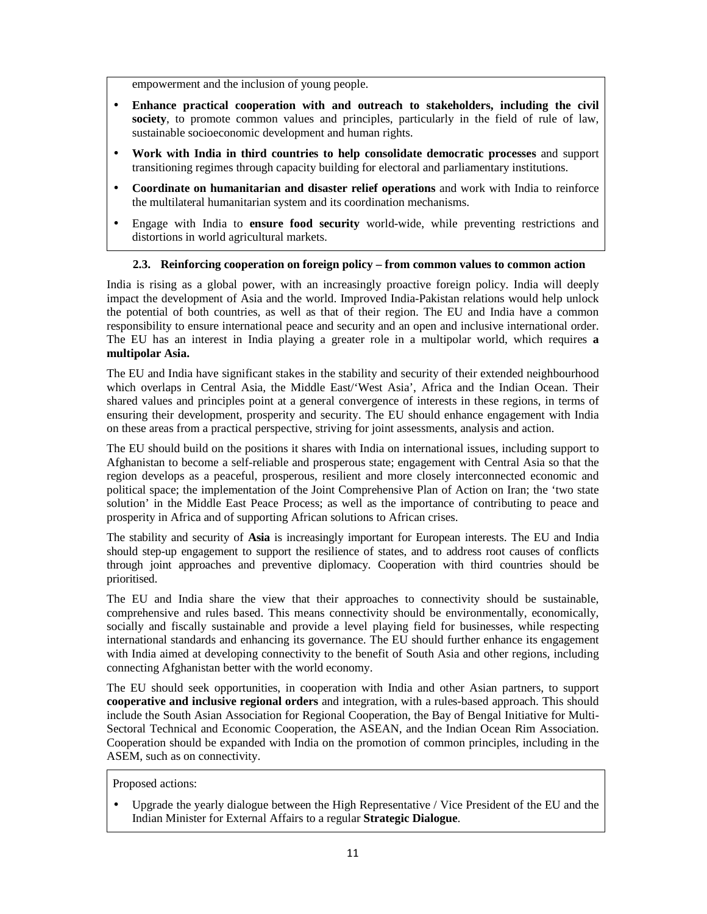empowerment and the inclusion of young people.

- **Enhance practical cooperation with and outreach to stakeholders, including the civil society**, to promote common values and principles, particularly in the field of rule of law, sustainable socioeconomic development and human rights.
- **Work with India in third countries to help consolidate democratic processes** and support transitioning regimes through capacity building for electoral and parliamentary institutions.
- **Coordinate on humanitarian and disaster relief operations** and work with India to reinforce the multilateral humanitarian system and its coordination mechanisms.
- Engage with India to **ensure food security** world-wide, while preventing restrictions and distortions in world agricultural markets.

### 2.3. Reinforcing cooperation on foreign policy – from common values to common action

India is rising as a global power, with an increasingly proactive foreign policy. India will deeply impact the development of Asia and the world. Improved India-Pakistan relations would help unlock the potential of both countries, as well as that of their region. The EU and India have a common responsibility to ensure international peace and security and an open and inclusive international order. The EU has an interest in India playing a greater role in a multipolar world, which requires **a multipolar Asia.**

The EU and India have significant stakes in the stability and security of their extended neighbourhood which overlaps in Central Asia, the Middle East/'West Asia', Africa and the Indian Ocean. Their shared values and principles point at a general convergence of interests in these regions, in terms of ensuring their development, prosperity and security. The EU should enhance engagement with India on these areas from a practical perspective, striving for joint assessments, analysis and action.

The EU should build on the positions it shares with India on international issues, including support to Afghanistan to become a self-reliable and prosperous state; engagement with Central Asia so that the region develops as a peaceful, prosperous, resilient and more closely interconnected economic and political space; the implementation of the Joint Comprehensive Plan of Action on Iran; the 'two state solution' in the Middle East Peace Process; as well as the importance of contributing to peace and prosperity in Africa and of supporting African solutions to African crises.

The stability and security of **Asia** is increasingly important for European interests. The EU and India should step-up engagement to support the resilience of states, and to address root causes of conflicts through joint approaches and preventive diplomacy. Cooperation with third countries should be prioritised.

The EU and India share the view that their approaches to connectivity should be sustainable, comprehensive and rules based. This means connectivity should be environmentally, economically, socially and fiscally sustainable and provide a level playing field for businesses, while respecting international standards and enhancing its governance. The EU should further enhance its engagement with India aimed at developing connectivity to the benefit of South Asia and other regions, including connecting Afghanistan better with the world economy.

The EU should seek opportunities, in cooperation with India and other Asian partners, to support **cooperative and inclusive regional orders** and integration, with a rules-based approach. This should include the South Asian Association for Regional Cooperation, the Bay of Bengal Initiative for Multi-Sectoral Technical and Economic Cooperation, the ASEAN, and the Indian Ocean Rim Association. Cooperation should be expanded with India on the promotion of common principles, including in the ASEM, such as on connectivity.

Proposed actions:

- Upgrade the yearly dialogue between the High Representative / Vice President of the EU and the Indian Minister for External Affairs to a regular **Strategic Dialogue**.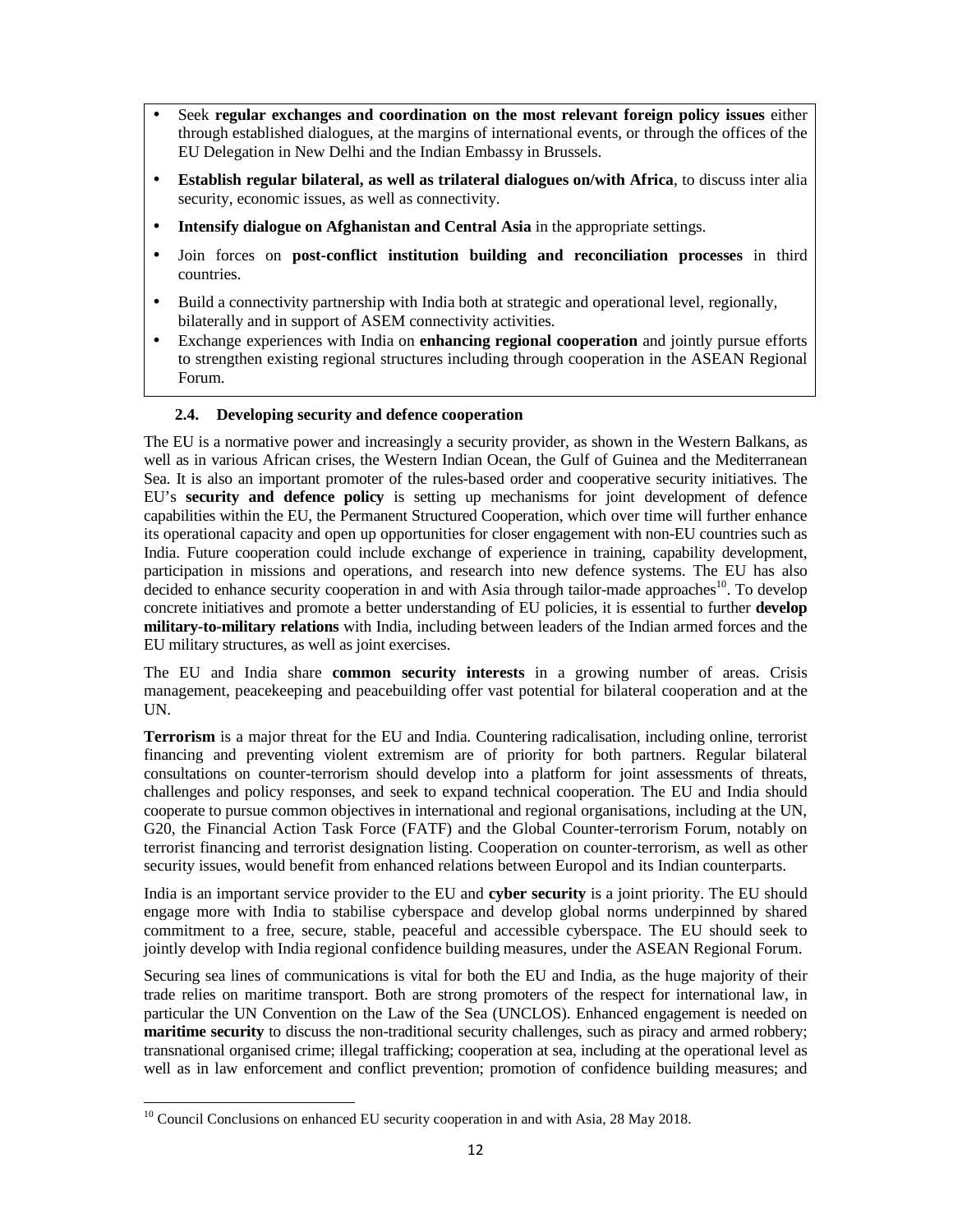- Seek **regular exchanges and coordination on the most relevant foreign policy issues** either through established dialogues, at the margins of international events, or through the offices of the EU Delegation in New Delhi and the Indian Embassy in Brussels.
- **Establish regular bilateral, as well as trilateral dialogues on/with Africa**, to discuss inter alia security, economic issues, as well as connectivity.
- **Intensify dialogue on Afghanistan and Central Asia** in the appropriate settings.
- Join forces on **post-conflict institution building and reconciliation processes** in third countries.
- Build a connectivity partnership with India both at strategic and operational level, regionally, bilaterally and in support of ASEM connectivity activities.
- Exchange experiences with India on **enhancing regional cooperation** and jointly pursue efforts to strengthen existing regional structures including through cooperation in the ASEAN Regional Forum.

### 2.4. Developing security and defence cooperation

The EU is a normative power and increasingly a security provider, as shown in the Western Balkans, as well as in various African crises, the Western Indian Ocean, the Gulf of Guinea and the Mediterranean Sea. It is also an important promoter of the rules-based order and cooperative security initiatives. The EU's **security and defence policy** is setting up mechanisms for joint development of defence capabilities within the EU, the Permanent Structured Cooperation, which over time will further enhance its operational capacity and open up opportunities for closer engagement with non-EU countries such as India. Future cooperation could include exchange of experience in training, capability development, participation in missions and operations, and research into new defence systems. The EU has also decided to enhance security cooperation in and with Asia through tailor-made approaches[10]. To develop concrete initiatives and promote a better understanding of EU policies, it is essential to further **develop military-to-military relations** with India, including between leaders of the Indian armed forces and the EU military structures, as well as joint exercises.

The EU and India share **common security interests** in a growing number of areas. Crisis management, peacekeeping and peacebuilding offer vast potential for bilateral cooperation and at the UN.

**Terrorism** is a major threat for the EU and India. Countering radicalisation, including online, terrorist financing and preventing violent extremism are of priority for both partners. Regular bilateral consultations on counter-terrorism should develop into a platform for joint assessments of threats, challenges and policy responses, and seek to expand technical cooperation. The EU and India should cooperate to pursue common objectives in international and regional organisations, including at the UN, G20, the Financial Action Task Force (FATF) and the Global Counter-terrorism Forum, notably on terrorist financing and terrorist designation listing. Cooperation on counter-terrorism, as well as other security issues, would benefit from enhanced relations between Europol and its Indian counterparts.

India is an important service provider to the EU and **cyber security** is a joint priority. The EU should engage more with India to stabilise cyberspace and develop global norms underpinned by shared commitment to a free, secure, stable, peaceful and accessible cyberspace. The EU should seek to jointly develop with India regional confidence building measures, under the ASEAN Regional Forum.

Securing sea lines of communications is vital for both the EU and India, as the huge majority of their trade relies on maritime transport. Both are strong promoters of the respect for international law, in particular the UN Convention on the Law of the Sea (UNCLOS). Enhanced engagement is needed on **maritime security** to discuss the non-traditional security challenges, such as piracy and armed robbery; transnational organised crime; illegal trafficking; cooperation at sea, including at the operational level as well as in law enforcement and conflict prevention; promotion of confidence building measures; and

[10] Council Conclusions on enhanced EU security cooperation in and with Asia, 28 May 2018.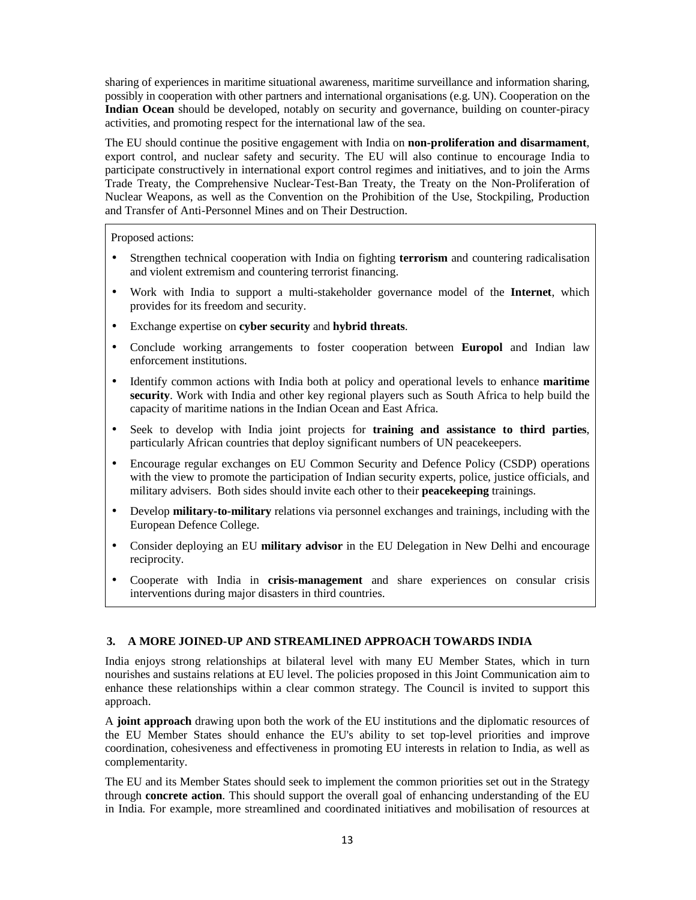sharing of experiences in maritime situational awareness, maritime surveillance and information sharing, possibly in cooperation with other partners and international organisations (e.g. UN). Cooperation on the **Indian Ocean** should be developed, notably on security and governance, building on counter-piracy activities, and promoting respect for the international law of the sea.

The EU should continue the positive engagement with India on **non-proliferation and disarmament**, export control, and nuclear safety and security. The EU will also continue to encourage India to participate constructively in international export control regimes and initiatives, and to join the Arms Trade Treaty, the Comprehensive Nuclear-Test-Ban Treaty, the Treaty on the Non-Proliferation of Nuclear Weapons, as well as the Convention on the Prohibition of the Use, Stockpiling, Production and Transfer of Anti-Personnel Mines and on Their Destruction.

Proposed actions:

- Strengthen technical cooperation with India on fighting **terrorism** and countering radicalisation and violent extremism and countering terrorist financing.
- Work with India to support a multi-stakeholder governance model of the **Internet**, which provides for its freedom and security.
- Exchange expertise on **cyber security** and **hybrid threats**.
- Conclude working arrangements to foster cooperation between **Europol** and Indian law enforcement institutions.
- Identify common actions with India both at policy and operational levels to enhance **maritime security**. Work with India and other key regional players such as South Africa to help build the capacity of maritime nations in the Indian Ocean and East Africa.
- Seek to develop with India joint projects for **training and assistance to third parties**, particularly African countries that deploy significant numbers of UN peacekeepers.
- Encourage regular exchanges on EU Common Security and Defence Policy (CSDP) operations with the view to promote the participation of Indian security experts, police, justice officials, and military advisers. Both sides should invite each other to their **peacekeeping** trainings.
- Develop **military-to-military** relations via personnel exchanges and trainings, including with the European Defence College.
- Consider deploying an EU **military advisor** in the EU Delegation in New Delhi and encourage reciprocity.
- Cooperate with India in **crisis-management** and share experiences on consular crisis interventions during major disasters in third countries.

## 3. A MORE JOINED-UP AND STREAMLINED APPROACH TOWARDS INDIA

India enjoys strong relationships at bilateral level with many EU Member States, which in turn nourishes and sustains relations at EU level. The policies proposed in this Joint Communication aim to enhance these relationships within a clear common strategy. The Council is invited to support this approach.

A **joint approach** drawing upon both the work of the EU institutions and the diplomatic resources of the EU Member States should enhance the EU's ability to set top-level priorities and improve coordination, cohesiveness and effectiveness in promoting EU interests in relation to India, as well as complementarity.

The EU and its Member States should seek to implement the common priorities set out in the Strategy through **concrete action**. This should support the overall goal of enhancing understanding of the EU in India. For example, more streamlined and coordinated initiatives and mobilisation of resources at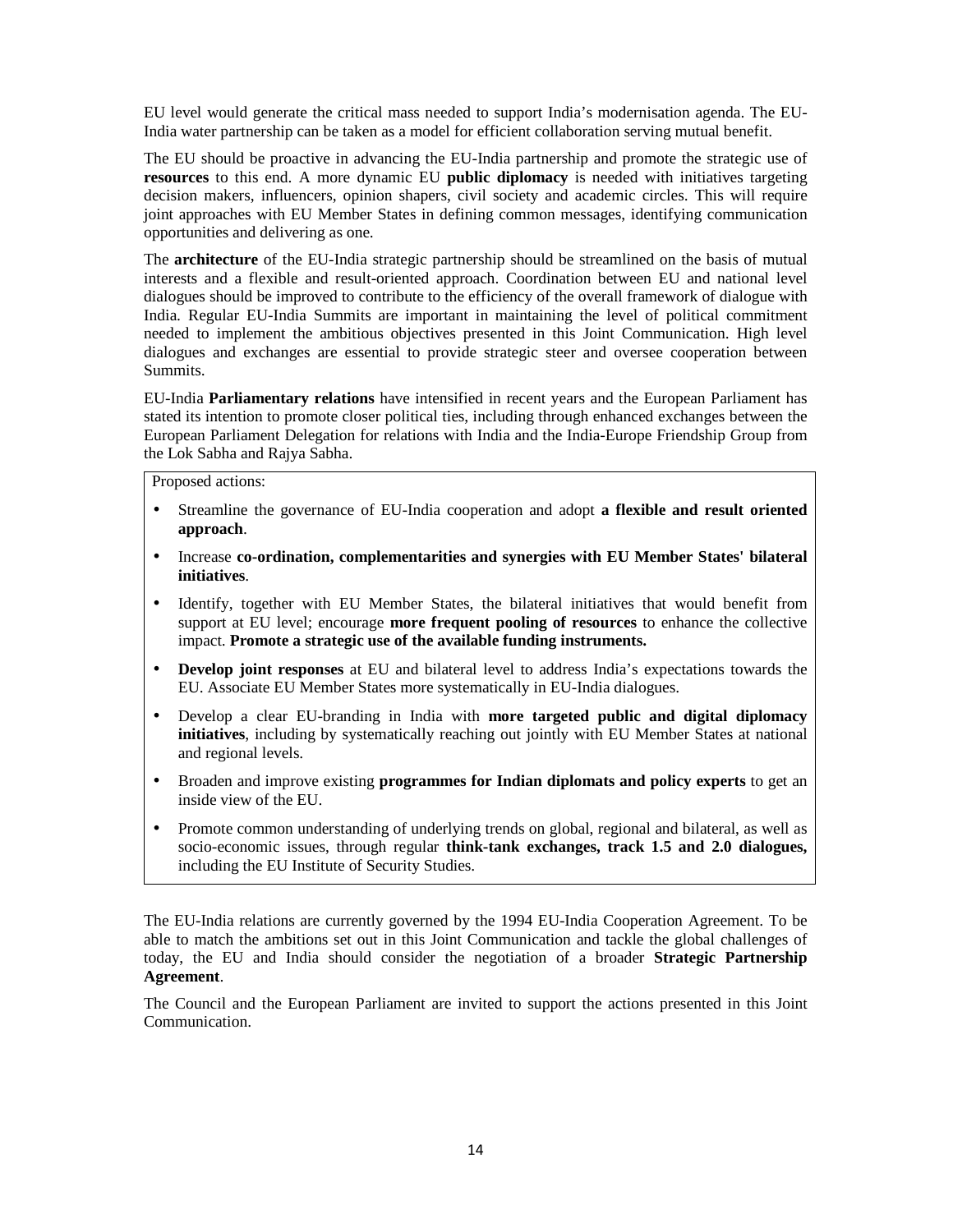EU level would generate the critical mass needed to support India's modernisation agenda. The EU-India water partnership can be taken as a model for efficient collaboration serving mutual benefit.

The EU should be proactive in advancing the EU-India partnership and promote the strategic use of **resources** to this end. A more dynamic EU **public diplomacy** is needed with initiatives targeting decision makers, influencers, opinion shapers, civil society and academic circles. This will require joint approaches with EU Member States in defining common messages, identifying communication opportunities and delivering as one.

The **architecture** of the EU-India strategic partnership should be streamlined on the basis of mutual interests and a flexible and result-oriented approach. Coordination between EU and national level dialogues should be improved to contribute to the efficiency of the overall framework of dialogue with India. Regular EU-India Summits are important in maintaining the level of political commitment needed to implement the ambitious objectives presented in this Joint Communication. High level dialogues and exchanges are essential to provide strategic steer and oversee cooperation between Summits.

EU-India **Parliamentary relations** have intensified in recent years and the European Parliament has stated its intention to promote closer political ties, including through enhanced exchanges between the European Parliament Delegation for relations with India and the India-Europe Friendship Group from the Lok Sabha and Rajya Sabha.

Proposed actions:

- Streamline the governance of EU-India cooperation and adopt **a flexible and result oriented approach**.
- Increase **co-ordination, complementarities and synergies with EU Member States' bilateral initiatives**.
- Identify, together with EU Member States, the bilateral initiatives that would benefit from support at EU level; encourage **more frequent pooling of resources** to enhance the collective impact. **Promote a strategic use of the available funding instruments.**
- **Develop joint responses** at EU and bilateral level to address India's expectations towards the EU. Associate EU Member States more systematically in EU-India dialogues.
- Develop a clear EU-branding in India with **more targeted public and digital diplomacy initiatives**, including by systematically reaching out jointly with EU Member States at national and regional levels.
- Broaden and improve existing **programmes for Indian diplomats and policy experts** to get an inside view of the EU.
- Promote common understanding of underlying trends on global, regional and bilateral, as well as socio-economic issues, through regular **think-tank exchanges, track 1.5 and 2.0 dialogues,** including the EU Institute of Security Studies.

The EU-India relations are currently governed by the 1994 EU-India Cooperation Agreement. To be able to match the ambitions set out in this Joint Communication and tackle the global challenges of today, the EU and India should consider the negotiation of a broader **Strategic Partnership Agreement**.

The Council and the European Parliament are invited to support the actions presented in this Joint Communication.